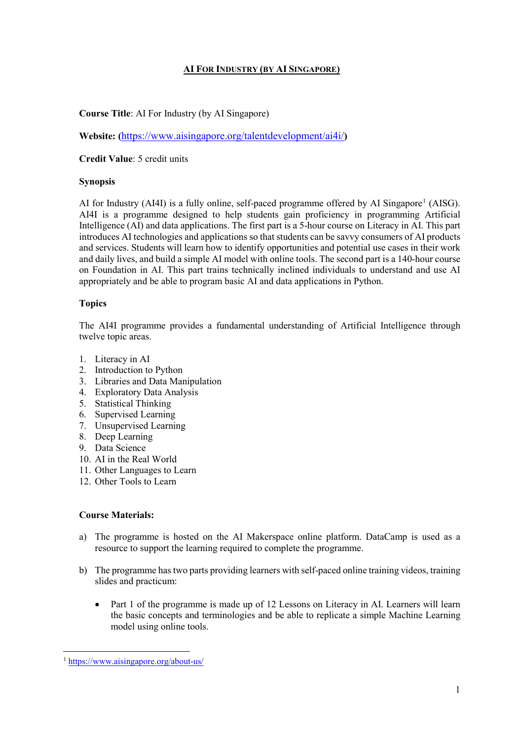# AI FOR INDUSTRY (BY AI SINGAPORE)

**Course Title**: AI For Industry (by AI Singapore)

**Website: (**https://www.aisingapore.org/talentdevelopment/ai4i/**)**

**Credit Value**: 5 credit units

**Synopsis**

AI for Industry (AI4I) is a fully online, self-paced programme offered by AI Singapore[1] (AISG). AI4I is a programme designed to help students gain proficiency in programming Artificial Intelligence (AI) and data applications. The first part is a 5-hour course on Literacy in AI. This part introduces AI technologies and applications so that students can be savvy consumers of AI products and services. Students will learn how to identify opportunities and potential use cases in their work and daily lives, and build a simple AI model with online tools. The second part is a 140-hour course on Foundation in AI. This part trains technically inclined individuals to understand and use AI appropriately and be able to program basic AI and data applications in Python.

**Topics**

The AI4I programme provides a fundamental understanding of Artificial Intelligence through twelve topic areas.

1. Literacy in AI
2. Introduction to Python
3. Libraries and Data Manipulation
4. Exploratory Data Analysis
5. Statistical Thinking
6. Supervised Learning
7. Unsupervised Learning
8. Deep Learning
9. Data Science
10. AI in the Real World
11. Other Languages to Learn
12. Other Tools to Learn

**Course Materials:**

a) The programme is hosted on the AI Makerspace online platform. DataCamp is used as a resource to support the learning required to complete the programme.

b) The programme has two parts providing learners with self-paced online training videos, training slides and practicum:

   - Part 1 of the programme is made up of 12 Lessons on Literacy in AI. Learners will learn the basic concepts and terminologies and be able to replicate a simple Machine Learning model using online tools.

[1] https://www.aisingapore.org/about-us/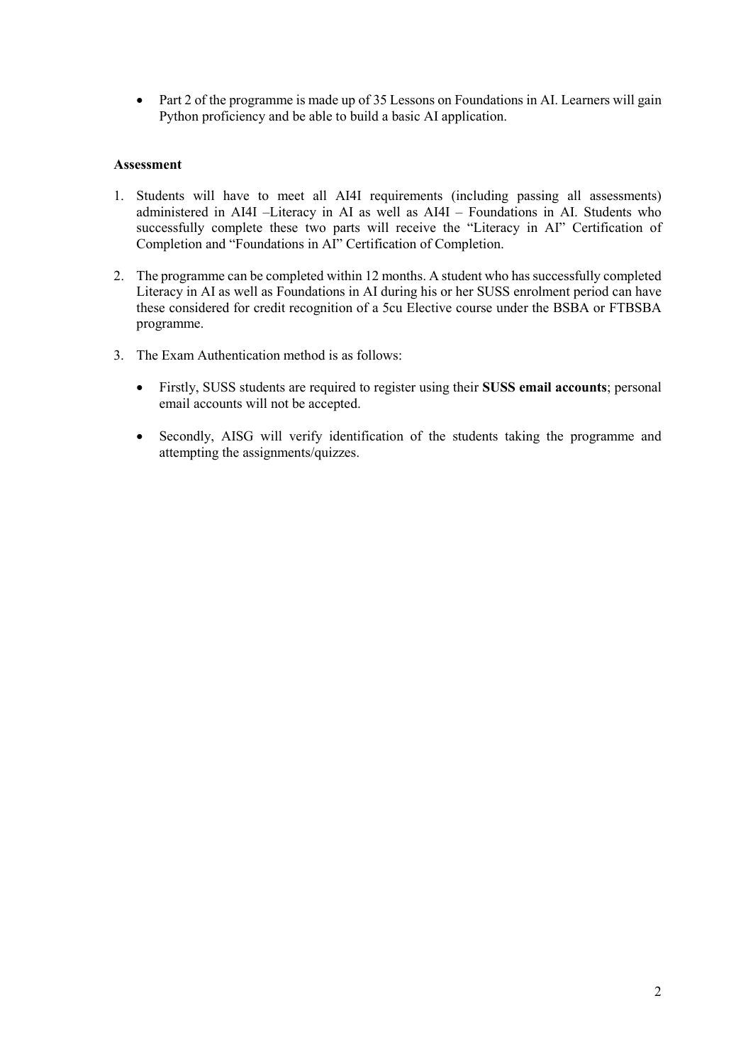- Part 2 of the programme is made up of 35 Lessons on Foundations in AI. Learners will gain Python proficiency and be able to build a basic AI application.

**Assessment**

1. Students will have to meet all AI4I requirements (including passing all assessments) administered in AI4I –Literacy in AI as well as AI4I – Foundations in AI. Students who successfully complete these two parts will receive the "Literacy in AI" Certification of Completion and "Foundations in AI" Certification of Completion.

2. The programme can be completed within 12 months. A student who has successfully completed Literacy in AI as well as Foundations in AI during his or her SUSS enrolment period can have these considered for credit recognition of a 5cu Elective course under the BSBA or FTBSBA programme.

3. The Exam Authentication method is as follows:

   - Firstly, SUSS students are required to register using their **SUSS email accounts**; personal email accounts will not be accepted.

   - Secondly, AISG will verify identification of the students taking the programme and attempting the assignments/quizzes.